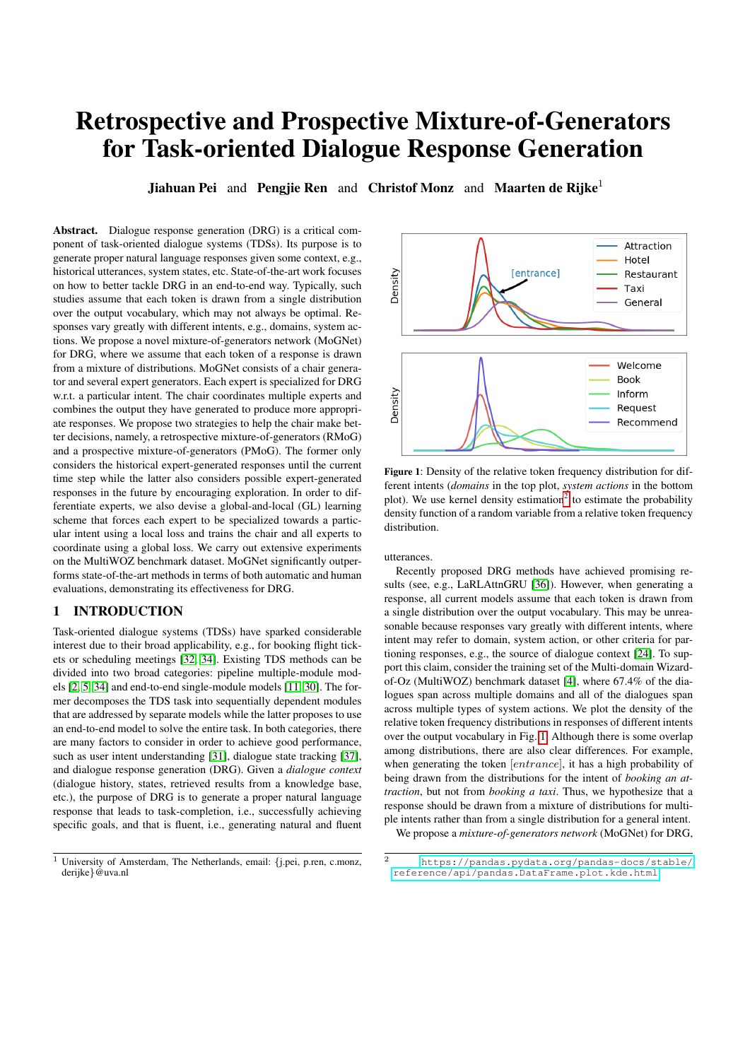# Retrospective and Prospective Mixture-of-Generators for Task-oriented Dialogue Response Generation

**Jiahuan Pei** and **Pengjie Ren** and **Christof Monz** and **Maarten de Rijke**[1]

**Abstract.** Dialogue response generation (DRG) is a critical component of task-oriented dialogue systems (TDSs). Its purpose is to generate proper natural language responses given some context, e.g., historical utterances, system states, etc. State-of-the-art work focuses on how to better tackle DRG in an end-to-end way. Typically, such studies assume that each token is drawn from a single distribution over the output vocabulary, which may not always be optimal. Responses vary greatly with different intents, e.g., domains, system actions. We propose a novel mixture-of-generators network (MoGNet) for DRG, where we assume that each token of a response is drawn from a mixture of distributions. MoGNet consists of a chair generator and several expert generators. Each expert is specialized for DRG w.r.t. a particular intent. The chair coordinates multiple experts and combines the output they have generated to produce more appropriate responses. We propose two strategies to help the chair make better decisions, namely, a retrospective mixture-of-generators (RMoG) and a prospective mixture-of-generators (PMoG). The former only considers the historical expert-generated responses until the current time step while the latter also considers possible expert-generated responses in the future by encouraging exploration. In order to differentiate experts, we also devise a global-and-local (GL) learning scheme that forces each expert to be specialized towards a particular intent using a local loss and trains the chair and all experts to coordinate using a global loss. We carry out extensive experiments on the MultiWOZ benchmark dataset. MoGNet significantly outperforms state-of-the-art methods in terms of both automatic and human evaluations, demonstrating its effectiveness for DRG.

## 1 INTRODUCTION

Task-oriented dialogue systems (TDSs) have sparked considerable interest due to their broad applicability, e.g., for booking flight tickets or scheduling meetings [32, 34]. Existing TDS methods can be divided into two broad categories: pipeline multiple-module models [2, 5, 34] and end-to-end single-module models [11, 30]. The former decomposes the TDS task into sequentially dependent modules that are addressed by separate models while the latter proposes to use an end-to-end model to solve the entire task. In both categories, there are many factors to consider in order to achieve good performance, such as user intent understanding [31], dialogue state tracking [37], and dialogue response generation (DRG). Given a *dialogue context* (dialogue history, states, retrieved results from a knowledge base, etc.), the purpose of DRG is to generate a proper natural language response that leads to task-completion, i.e., successfully achieving specific goals, and that is fluent, i.e., generating natural and fluent utterances.

**Figure 1**: Density of the relative token frequency distribution for different intents (*domains* in the top plot, *system actions* in the bottom plot). We use kernel density estimation[2] to estimate the probability density function of a random variable from a relative token frequency distribution.

Recently proposed DRG methods have achieved promising results (see, e.g., LaRLAttnGRU [36]). However, when generating a response, all current models assume that each token is drawn from a single distribution over the output vocabulary. This may be unreasonable because responses vary greatly with different intents, where intent may refer to domain, system action, or other criteria for partitioning responses, e.g., the source of dialogue context [24]. To support this claim, consider the training set of the Multi-domain Wizard-of-Oz (MultiWOZ) benchmark dataset [4], where 67.4% of the dialogues span across multiple domains and all of the dialogues span across multiple types of system actions. We plot the density of the relative token frequency distributions in responses of different intents over the output vocabulary in Fig. 1. Although there is some overlap among distributions, there are also clear differences. For example, when generating the token $[entrance]$, it has a high probability of being drawn from the distributions for the intent of *booking an attraction*, but not from *booking a taxi*. Thus, we hypothesize that a response should be drawn from a mixture of distributions for multiple intents rather than from a single distribution for a general intent.

We propose a *mixture-of-generators network* (MoGNet) for DRG,

[1] University of Amsterdam, The Netherlands, email: {j.pei, p.ren, c.monz, derijke}@uva.nl

[2] https://pandas.pydata.org/pandas-docs/stable/reference/api/pandas.DataFrame.plot.kde.html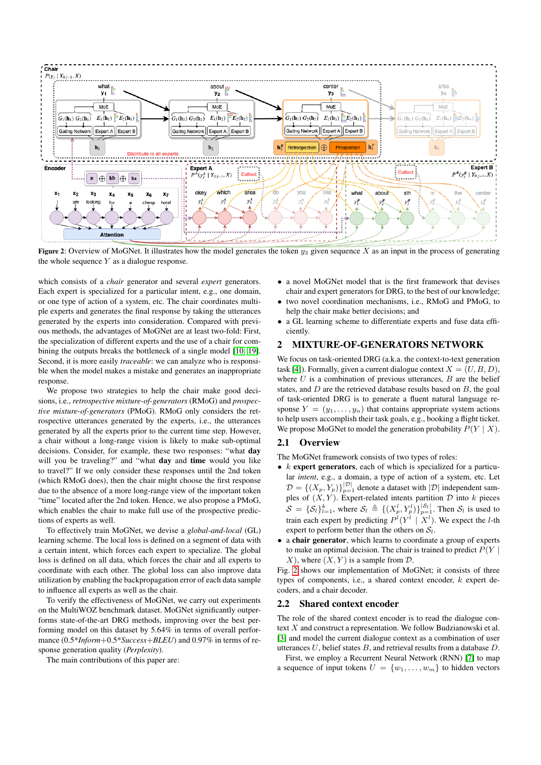**Figure 2**: Overview of MoGNet. It illustrates how the model generates the token $y_3$ given sequence $X$ as an input in the process of generating the whole sequence $Y$ as a dialogue response.

which consists of a *chair* generator and several *expert* generators. Each expert is specialized for a particular intent, e.g., one domain, or one type of action of a system, etc. The chair coordinates multiple experts and generates the final response by taking the utterances generated by the experts into consideration. Compared with previous methods, the advantages of MoGNet are at least two-fold: First, the specialization of different experts and the use of a chair for combining the outputs breaks the bottleneck of a single model [10, 19]. Second, it is more easily *traceable*: we can analyze who is responsible when the model makes a mistake and generates an inappropriate response.

We propose two strategies to help the chair make good decisions, i.e., *retrospective mixture-of-generators* (RMoG) and *prospective mixture-of-generators* (PMoG). RMoG only considers the retrospective utterances generated by the experts, i.e., the utterances generated by all the experts prior to the current time step. However, a chair without a long-range vision is likely to make sub-optimal decisions. Consider, for example, these two responses: "what **day** will you be traveling?" and "what **day** and **time** would you like to travel?" If we only consider these responses until the 2nd token (which RMoG does), then the chair might choose the first response due to the absence of a more long-range view of the important token "time" located after the 2nd token. Hence, we also propose a PMoG, which enables the chair to make full use of the prospective predictions of experts as well.

To effectively train MoGNet, we devise a *global-and-local* (GL) learning scheme. The local loss is defined on a segment of data with a certain intent, which forces each expert to specialize. The global loss is defined on all data, which forces the chair and all experts to coordinate with each other. The global loss can also improve data utilization by enabling the backpropagation error of each data sample to influence all experts as well as the chair.

To verify the effectiveness of MoGNet, we carry out experiments on the MultiWOZ benchmark dataset. MoGNet significantly outperforms state-of-the-art DRG methods, improving over the best performing model on this dataset by 5.64% in terms of overall performance (0.5\**Inform*+0.5\**Success*+*BLEU*) and 0.97% in terms of response generation quality (*Perplexity*).

The main contributions of this paper are:

- a novel MoGNet model that is the first framework that devises chair and expert generators for DRG, to the best of our knowledge;
- two novel coordination mechanisms, i.e., RMoG and PMoG, to help the chair make better decisions; and
- a GL learning scheme to differentiate experts and fuse data efficiently.

## 2 MIXTURE-OF-GENERATORS NETWORK

We focus on task-oriented DRG (a.k.a. the context-to-text generation task [4]). Formally, given a current dialogue context $X = (U, B, D)$, where $U$ is a combination of previous utterances, $B$ are the belief states, and $D$ are the retrieved database results based on $B$, the goal of task-oriented DRG is to generate a fluent natural language response $Y = (y_1, \dots, y_n)$ that contains appropriate system actions to help users accomplish their task goals, e.g., booking a flight ticket. We propose MoGNet to model the generation probability $P(Y \mid X)$.

### 2.1 Overview

The MoGNet framework consists of two types of roles:

- $k$ **expert generators**, each of which is specialized for a particular *intent*, e.g., a domain, a type of action of a system, etc. Let $\mathcal{D} = \{(X_p, Y_p)\}_{p=1}^{|\mathcal{D}|}$ denote a dataset with $|\mathcal{D}|$ independent samples of $(X, Y)$. Expert-related intents partition $\mathcal{D}$ into $k$ pieces $\mathcal{S} = \{\mathcal{S}_l\}_{l=1}^{k}$, where $\mathcal{S}_l \triangleq \{(X_p^l, Y_p^l)\}_{p=1}^{|\mathcal{S}_l|}$. Then $\mathcal{S}_l$ is used to train each expert by predicting $P^l(Y^l \mid X^l)$. We expect the $l$-th expert to perform better than the others on $\mathcal{S}_l$.
- a **chair generator**, which learns to coordinate a group of experts to make an optimal decision. The chair is trained to predict $P(Y \mid X)$, where $(X, Y)$ is a sample from $\mathcal{D}$.

Fig. 2 shows our implementation of MoGNet; it consists of three types of components, i.e., a shared context encoder, $k$ expert decoders, and a chair decoder.

### 2.2 Shared context encoder

The role of the shared context encoder is to read the dialogue context $X$ and construct a representation. We follow Budzianowski et al. [3] and model the current dialogue context as a combination of user utterances $U$, belief states $B$, and retrieval results from a database $D$.

First, we employ a Recurrent Neural Network (RNN) [7] to map a sequence of input tokens $U = \{w_1, \dots, w_m\}$ to hidden vectors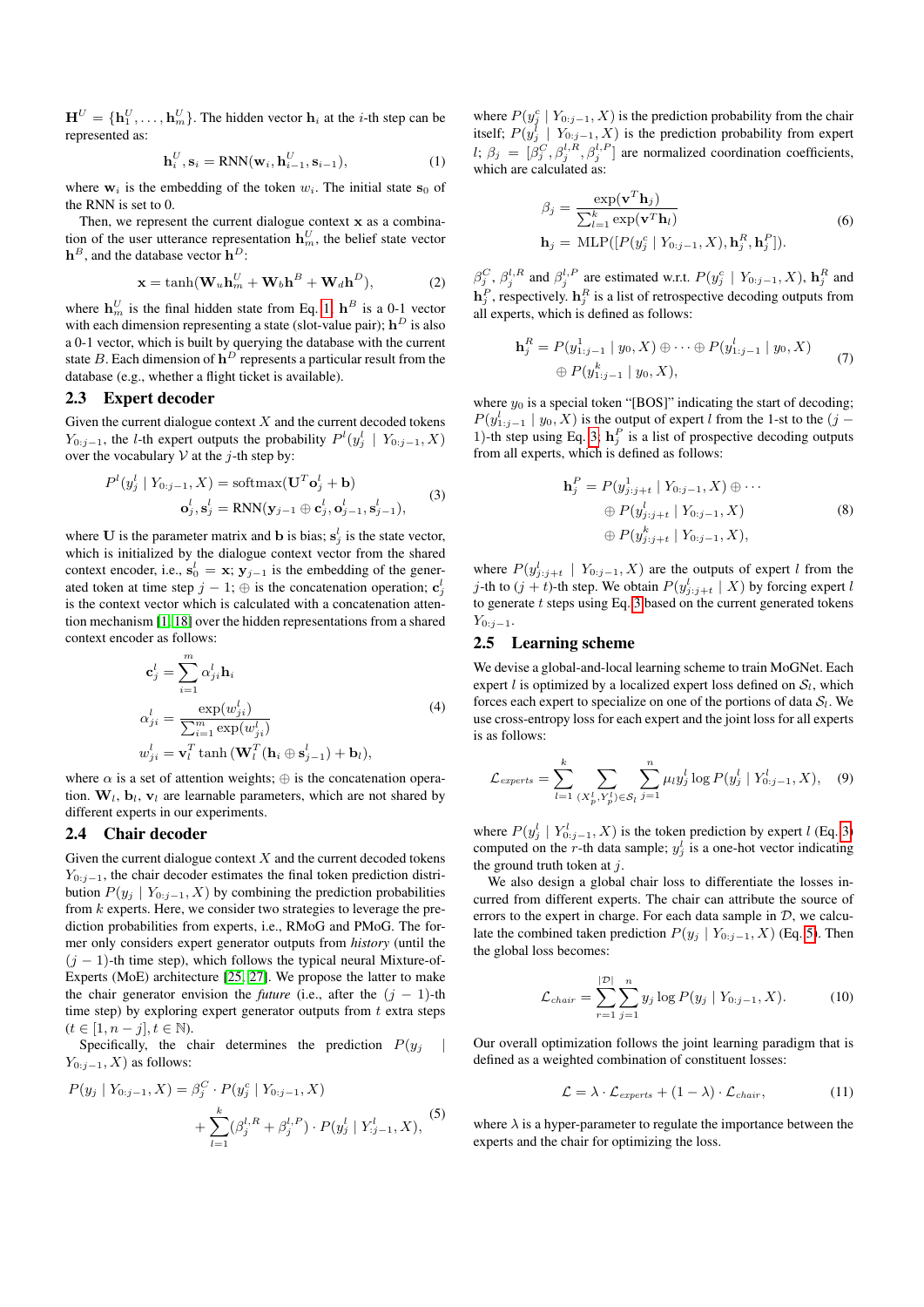$\mathbf{H}^U = \{\mathbf{h}_1^U, \dots, \mathbf{h}_m^U\}$. The hidden vector $\mathbf{h}_i$ at the $i$-th step can be represented as:

$$\mathbf{h}_i^U, \mathbf{s}_i = \text{RNN}(\mathbf{w}_i, \mathbf{h}_{i-1}^U, \mathbf{s}_{i-1}), \tag{1}$$

where $\mathbf{w}_i$ is the embedding of the token $w_i$. The initial state $\mathbf{s}_0$ of the RNN is set to 0.

Then, we represent the current dialogue context $\mathbf{x}$ as a combination of the user utterance representation $\mathbf{h}_m^U$, the belief state vector $\mathbf{h}^B$, and the database vector $\mathbf{h}^D$:

$$\mathbf{x} = \tanh(\mathbf{W}_u \mathbf{h}_m^U + \mathbf{W}_b \mathbf{h}^B + \mathbf{W}_d \mathbf{h}^D), \tag{2}$$

where $\mathbf{h}_m^U$ is the final hidden state from Eq. 1; $\mathbf{h}^B$ is a 0-1 vector with each dimension representing a state (slot-value pair); $\mathbf{h}^D$ is also a 0-1 vector, which is built by querying the database with the current state $B$. Each dimension of $\mathbf{h}^D$ represents a particular result from the database (e.g., whether a flight ticket is available).

## 2.3 Expert decoder

Given the current dialogue context $X$ and the current decoded tokens $Y_{0:j-1}$, the $l$-th expert outputs the probability $P^l(y_j^l \mid Y_{0:j-1}, X)$ over the vocabulary $\mathcal{V}$ at the $j$-th step by:

$$\begin{aligned} P^l(y_j^l \mid Y_{0:j-1}, X) &= \text{softmax}(\mathbf{U}^T \mathbf{o}_j^l + \mathbf{b}) \\ \mathbf{o}_j^l, \mathbf{s}_j^l &= \text{RNN}(\mathbf{y}_{j-1} \oplus \mathbf{c}_j^l, \mathbf{o}_{j-1}^l, \mathbf{s}_{j-1}^l), \end{aligned} \tag{3}$$

where $\mathbf{U}$ is the parameter matrix and $\mathbf{b}$ is bias; $\mathbf{s}_j^l$ is the state vector, which is initialized by the dialogue context vector from the shared context encoder, i.e., $\mathbf{s}_0^l = \mathbf{x}$; $\mathbf{y}_{j-1}$ is the embedding of the generated token at time step $j-1$; $\oplus$ is the concatenation operation; $\mathbf{c}_j^l$ is the context vector which is calculated with a concatenation attention mechanism [1, 18] over the hidden representations from a shared context encoder as follows:

$$\begin{aligned} \mathbf{c}_j^l &= \sum_{i=1}^{m} \alpha_{ji}^l \mathbf{h}_i \\ \alpha_{ji}^l &= \frac{\exp(w_{ji}^l)}{\sum_{i=1}^{m} \exp(w_{ji}^l)} \\ w_{ji}^l &= \mathbf{v}_l^T \tanh\left(\mathbf{W}_l^T (\mathbf{h}_i \oplus \mathbf{s}_{j-1}^l) + \mathbf{b}_l\right), \end{aligned} \tag{4}$$

where $\alpha$ is a set of attention weights; $\oplus$ is the concatenation operation. $\mathbf{W}_l$, $\mathbf{b}_l$, $\mathbf{v}_l$ are learnable parameters, which are not shared by different experts in our experiments.

## 2.4 Chair decoder

Given the current dialogue context $X$ and the current decoded tokens $Y_{0:j-1}$, the chair decoder estimates the final token prediction distribution $P(y_j \mid Y_{0:j-1}, X)$ by combining the prediction probabilities from $k$ experts. Here, we consider two strategies to leverage the prediction probabilities from experts, i.e., RMoG and PMoG. The former only considers expert generator outputs from *history* (until the $(j-1)$-th time step), which follows the typical neural Mixture-of-Experts (MoE) architecture [25, 27]. We propose the latter to make the chair generator envision the *future* (i.e., after the $(j-1)$-th time step) by exploring expert generator outputs from $t$ extra steps ($t \in [1, n-j], t \in \mathbb{N}$).

Specifically, the chair determines the prediction $P(y_j \mid Y_{0:j-1}, X)$ as follows:

$$\begin{aligned} P(y_j \mid Y_{0:j-1}, X) &= \beta_j^C \cdot P(y_j^c \mid Y_{0:j-1}, X) \\ &+ \sum_{l=1}^{k} (\beta_j^{l,R} + \beta_j^{l,P}) \cdot P(y_j^l \mid Y_{:j-1}^l, X), \end{aligned} \tag{5}$$

where $P(y_j^c \mid Y_{0:j-1}, X)$ is the prediction probability from the chair itself; $P(y_j^l \mid Y_{0:j-1}, X)$ is the prediction probability from expert $l$; $\beta_j = [\beta_j^C, \beta_j^{l,R}, \beta_j^{l,P}]$ are normalized coordination coefficients, which are calculated as:

$$\begin{aligned} \beta_j &= \frac{\exp(\mathbf{v}^T \mathbf{h}_j)}{\sum_{l=1}^{k} \exp(\mathbf{v}^T \mathbf{h}_l)} \\ \mathbf{h}_j &= \text{MLP}([P(y_j^c \mid Y_{0:j-1}, X), \mathbf{h}_j^R, \mathbf{h}_j^P]). \end{aligned} \tag{6}$$

$\beta_j^C$, $\beta_j^{l,R}$ and $\beta_j^{l,P}$ are estimated w.r.t. $P(y_j^c \mid Y_{0:j-1}, X)$, $\mathbf{h}_j^R$ and $\mathbf{h}_j^P$, respectively. $\mathbf{h}_j^R$ is a list of retrospective decoding outputs from all experts, which is defined as follows:

$$\begin{aligned} \mathbf{h}_j^R = P(y_{1:j-1}^1 \mid y_0, X) \oplus \cdots \oplus P(y_{1:j-1}^l \mid y_0, X) \\ \oplus P(y_{1:j-1}^k \mid y_0, X), \end{aligned} \tag{7}$$

where $y_0$ is a special token "[BOS]" indicating the start of decoding; $P(y_{1:j-1}^l \mid y_0, X)$ is the output of expert $l$ from the 1-st to the $(j-1)$-th step using Eq. 3; $\mathbf{h}_j^P$ is a list of prospective decoding outputs from all experts, which is defined as follows:

$$\begin{aligned} \mathbf{h}_j^P = P(y_{j:j+t}^1 \mid Y_{0:j-1}, X) \oplus \cdots \\ \oplus P(y_{j:j+t}^l \mid Y_{0:j-1}, X) \\ \oplus P(y_{j:j+t}^k \mid Y_{0:j-1}, X), \end{aligned} \tag{8}$$

where $P(y_{j:j+t}^l \mid Y_{0:j-1}, X)$ are the outputs of expert $l$ from the $j$-th to $(j+t)$-th step. We obtain $P(y_{j:j+t}^l \mid X)$ by forcing expert $l$ to generate $t$ steps using Eq. 3 based on the current generated tokens $Y_{0:j-1}$.

## 2.5 Learning scheme

We devise a global-and-local learning scheme to train MoGNet. Each expert $l$ is optimized by a localized expert loss defined on $\mathcal{S}_l$, which forces each expert to specialize on one of the portions of data $\mathcal{S}_l$. We use cross-entropy loss for each expert and the joint loss for all experts is as follows:

$$\mathcal{L}_{experts} = \sum_{l=1}^{k} \sum_{(X_p^l, Y_p^l) \in \mathcal{S}_l} \sum_{j=1}^{n} \mu_l y_j^l \log P(y_j^l \mid Y_{0:j-1}^l, X), \tag{9}$$

where $P(y_j^l \mid Y_{0:j-1}^l, X)$ is the token prediction by expert $l$ (Eq. 3) computed on the $r$-th data sample; $y_j^l$ is a one-hot vector indicating the ground truth token at $j$.

We also design a global chair loss to differentiate the losses incurred from different experts. The chair can attribute the source of errors to the expert in charge. For each data sample in $\mathcal{D}$, we calculate the combined taken prediction $P(y_j \mid Y_{0:j-1}, X)$ (Eq. 5). Then the global loss becomes:

$$\mathcal{L}_{chair} = \sum_{r=1}^{|\mathcal{D}|} \sum_{j=1}^{n} y_j \log P(y_j \mid Y_{0:j-1}, X). \tag{10}$$

Our overall optimization follows the joint learning paradigm that is defined as a weighted combination of constituent losses:

$$\mathcal{L} = \lambda \cdot \mathcal{L}_{experts} + (1 - \lambda) \cdot \mathcal{L}_{chair}, \tag{11}$$

where $\lambda$ is a hyper-parameter to regulate the importance between the experts and the chair for optimizing the loss.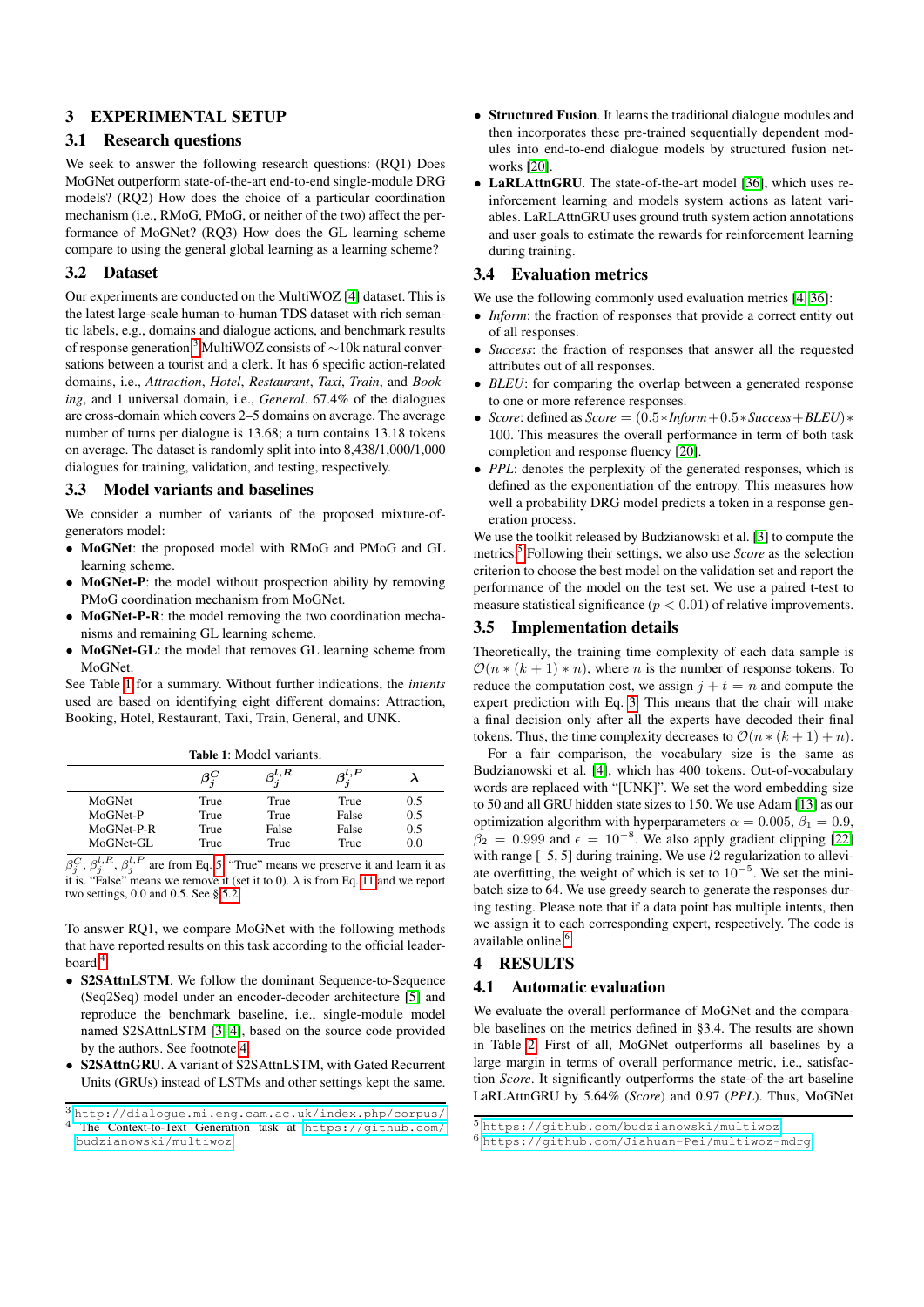## 3 EXPERIMENTAL SETUP

### 3.1 Research questions

We seek to answer the following research questions: (RQ1) Does MoGNet outperform state-of-the-art end-to-end single-module DRG models? (RQ2) How does the choice of a particular coordination mechanism (i.e., RMoG, PMoG, or neither of the two) affect the performance of MoGNet? (RQ3) How does the GL learning scheme compare to using the general global learning as a learning scheme?

### 3.2 Dataset

Our experiments are conducted on the MultiWOZ [4] dataset. This is the latest large-scale human-to-human TDS dataset with rich semantic labels, e.g., domains and dialogue actions, and benchmark results of response generation.[3] MultiWOZ consists of ∼10k natural conversations between a tourist and a clerk. It has 6 specific action-related domains, i.e., *Attraction*, *Hotel*, *Restaurant*, *Taxi*, *Train*, and *Booking*, and 1 universal domain, i.e., *General*. 67.4% of the dialogues are cross-domain which covers 2–5 domains on average. The average number of turns per dialogue is 13.68; a turn contains 13.18 tokens on average. The dataset is randomly split into into 8,438/1,000/1,000 dialogues for training, validation, and testing, respectively.

### 3.3 Model variants and baselines

We consider a number of variants of the proposed mixture-of-generators model:

- **MoGNet**: the proposed model with RMoG and PMoG and GL learning scheme.
- **MoGNet-P**: the model without prospection ability by removing PMoG coordination mechanism from MoGNet.
- **MoGNet-P-R**: the model removing the two coordination mechanisms and remaining GL learning scheme.
- **MoGNet-GL**: the model that removes GL learning scheme from MoGNet.

See Table 1 for a summary. Without further indications, the *intents* used are based on identifying eight different domains: Attraction, Booking, Hotel, Restaurant, Taxi, Train, General, and UNK.

**Table 1**: Model variants.

| | $\beta_j^C$ | $\beta_j^{l,R}$ | $\beta_j^{l,P}$ | $\lambda$ |
|---|---|---|---|---|
| MoGNet | True | True | True | 0.5 |
| MoGNet-P | True | True | False | 0.5 |
| MoGNet-P-R | True | False | False | 0.5 |
| MoGNet-GL | True | True | True | 0.0 |

$\beta_j^C$, $\beta_j^{l,R}$, $\beta_j^{l,P}$ are from Eq. 5. "True" means we preserve it and learn it as it is. "False" means we remove it (set it to 0). $\lambda$ is from Eq. 11 and we report two settings, 0.0 and 0.5. See § 5.2.

To answer RQ1, we compare MoGNet with the following methods that have reported results on this task according to the official leaderboard.[4]

- **S2SAttnLSTM**. We follow the dominant Sequence-to-Sequence (Seq2Seq) model under an encoder-decoder architecture [5] and reproduce the benchmark baseline, i.e., single-module model named S2SAttnLSTM [3, 4], based on the source code provided by the authors. See footnote 4.
- **S2SAttnGRU**. A variant of S2SAttnLSTM, with Gated Recurrent Units (GRUs) instead of LSTMs and other settings kept the same.
- **Structured Fusion**. It learns the traditional dialogue modules and then incorporates these pre-trained sequentially dependent modules into end-to-end dialogue models by structured fusion networks [20].
- **LaRLAttnGRU**. The state-of-the-art model [36], which uses reinforcement learning and models system actions as latent variables. LaRLAttnGRU uses ground truth system action annotations and user goals to estimate the rewards for reinforcement learning during training.

### 3.4 Evaluation metrics

We use the following commonly used evaluation metrics [4, 36]:

- *Inform*: the fraction of responses that provide a correct entity out of all responses.
- *Success*: the fraction of responses that answer all the requested attributes out of all responses.
- *BLEU*: for comparing the overlap between a generated response to one or more reference responses.
- *Score*: defined as $Score = (0.5 * Inform + 0.5 * Success + BLEU) * 100$. This measures the overall performance in term of both task completion and response fluency [20].
- *PPL*: denotes the perplexity of the generated responses, which is defined as the exponentiation of the entropy. This measures how well a probability DRG model predicts a token in a response generation process.

We use the toolkit released by Budzianowski et al. [3] to compute the metrics.[5] Following their settings, we also use *Score* as the selection criterion to choose the best model on the validation set and report the performance of the model on the test set. We use a paired t-test to measure statistical significance ($p < 0.01$) of relative improvements.

### 3.5 Implementation details

Theoretically, the training time complexity of each data sample is $\mathcal{O}(n * (k + 1) * n)$, where $n$ is the number of response tokens. To reduce the computation cost, we assign $j + t = n$ and compute the expert prediction with Eq. 3. This means that the chair will make a final decision only after all the experts have decoded their final tokens. Thus, the time complexity decreases to $\mathcal{O}(n * (k + 1) + n)$.

For a fair comparison, the vocabulary size is the same as Budzianowski et al. [4], which has 400 tokens. Out-of-vocabulary words are replaced with "[UNK]". We set the word embedding size to 50 and all GRU hidden state sizes to 150. We use Adam [13] as our optimization algorithm with hyperparameters $\alpha = 0.005$, $\beta_1 = 0.9$, $\beta_2 = 0.999$ and $\epsilon = 10^{-8}$. We also apply gradient clipping [22] with range [–5, 5] during training. We use $l2$ regularization to alleviate overfitting, the weight of which is set to $10^{-5}$. We set the mini-batch size to 64. We use greedy search to generate the responses during testing. Please note that if a data point has multiple intents, then we assign it to each corresponding expert, respectively. The code is available online.[6]

## 4 RESULTS

### 4.1 Automatic evaluation

We evaluate the overall performance of MoGNet and the comparable baselines on the metrics defined in §3.4. The results are shown in Table 2. First of all, MoGNet outperforms all baselines by a large margin in terms of overall performance metric, i.e., satisfaction *Score*. It significantly outperforms the state-of-the-art baseline LaRLAttnGRU by 5.64% (*Score*) and 0.97 (*PPL*). Thus, MoGNet

[3] http://dialogue.mi.eng.cam.ac.uk/index.php/corpus/

[4] The Context-to-Text Generation task at https://github.com/budzianowski/multiwoz

[5] https://github.com/budzianowski/multiwoz

[6] https://github.com/Jiahuan-Pei/multiwoz-mdrg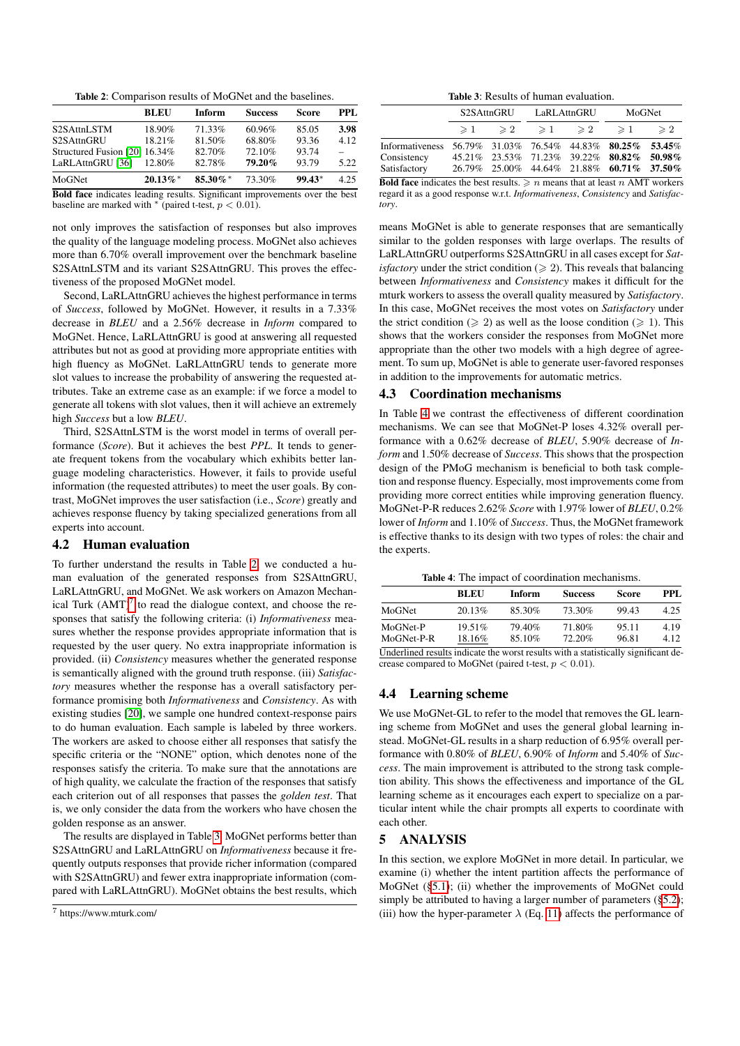Table 2: Comparison results of MoGNet and the baselines.

| | BLEU | Inform | Success | Score | PPL |
|---|---|---|---|---|---|
| S2SAttnLSTM | 18.90% | 71.33% | 60.96% | 85.05 | **3.98** |
| S2SAttnGRU | 18.21% | 81.50% | 68.80% | 93.36 | 4.12 |
| Structured Fusion [20] | 16.34% | 82.70% | 72.10% | 93.74 | – |
| LaRLAttnGRU [36] | 12.80% | 82.78% | **79.20%** | 93.79 | 5.22 |
| MoGNet | **20.13%** * | **85.30%** * | 73.30% | **99.43** * | 4.25 |

**Bold face** indicates leading results. Significant improvements over the best baseline are marked with * (paired t-test, $p < 0.01$).

not only improves the satisfaction of responses but also improves the quality of the language modeling process. MoGNet also achieves more than 6.70% overall improvement over the benchmark baseline S2SAttnLSTM and its variant S2SAttnGRU. This proves the effectiveness of the proposed MoGNet model.

Second, LaRLAttnGRU achieves the highest performance in terms of *Success*, followed by MoGNet. However, it results in a 7.33% decrease in *BLEU* and a 2.56% decrease in *Inform* compared to MoGNet. Hence, LaRLAttnGRU is good at answering all requested attributes but not as good at providing more appropriate entities with high fluency as MoGNet. LaRLAttnGRU tends to generate more slot values to increase the probability of answering the requested attributes. Take an extreme case as an example: if we force a model to generate all tokens with slot values, then it will achieve an extremely high *Success* but a low *BLEU*.

Third, S2SAttnLSTM is the worst model in terms of overall performance (*Score*). But it achieves the best *PPL*. It tends to generate frequent tokens from the vocabulary which exhibits better language modeling characteristics. However, it fails to provide useful information (the requested attributes) to meet the user goals. By contrast, MoGNet improves the user satisfaction (i.e., *Score*) greatly and achieves response fluency by taking specialized generations from all experts into account.

## 4.2 Human evaluation

To further understand the results in Table 2, we conducted a human evaluation of the generated responses from S2SAttnGRU, LaRLAttnGRU, and MoGNet. We ask workers on Amazon Mechanical Turk (AMT)[7] to read the dialogue context, and choose the responses that satisfy the following criteria: (i) *Informativeness* measures whether the response provides appropriate information that is requested by the user query. No extra inappropriate information is provided. (ii) *Consistency* measures whether the generated response is semantically aligned with the ground truth response. (iii) *Satisfactory* measures whether the response has a overall satisfactory performance promising both *Informativeness* and *Consistency*. As with existing studies [20], we sample one hundred context-response pairs to do human evaluation. Each sample is labeled by three workers. The workers are asked to choose either all responses that satisfy the specific criteria or the "NONE" option, which denotes none of the responses satisfy the criteria. To make sure that the annotations are of high quality, we calculate the fraction of the responses that satisfy each criterion out of all responses that passes the *golden test*. That is, we only consider the data from the workers who have chosen the golden response as an answer.

The results are displayed in Table 3. MoGNet performs better than S2SAttnGRU and LaRLAttnGRU on *Informativeness* because it frequently outputs responses that provide richer information (compared with S2SAttnGRU) and fewer extra inappropriate information (compared with LaRLAttnGRU). MoGNet obtains the best results, which

[7] https://www.mturk.com/

Table 3: Results of human evaluation.

| | S2SAttnGRU | | LaRLAttnGRU | | MoGNet | |
|---|---|---|---|---|---|---|
| | $\geqslant 1$ | $\geqslant 2$ | $\geqslant 1$ | $\geqslant 2$ | $\geqslant 1$ | $\geqslant 2$ |
| Informativeness | 56.79% | 31.03% | 76.54% | 44.83% | **80.25%** | **53.45%** |
| Consistency | 45.21% | 23.53% | 71.23% | 39.22% | **80.82%** | **50.98%** |
| Satisfactory | 26.79% | 25.00% | 44.64% | 21.88% | **60.71%** | **37.50%** |

**Bold face** indicates the best results. $\geqslant n$ means that at least $n$ AMT workers regard it as a good response w.r.t. *Informativeness*, *Consistency* and *Satisfactory*.

means MoGNet is able to generate responses that are semantically similar to the golden responses with large overlaps. The results of LaRLAttnGRU outperforms S2SAttnGRU in all cases except for *Satisfactory* under the strict condition ($\geqslant 2$). This reveals that balancing between *Informativeness* and *Consistency* makes it difficult for the mturk workers to assess the overall quality measured by *Satisfactory*. In this case, MoGNet receives the most votes on *Satisfactory* under the strict condition ($\geqslant 2$) as well as the loose condition ($\geqslant 1$). This shows that the workers consider the responses from MoGNet more appropriate than the other two models with a high degree of agreement. To sum up, MoGNet is able to generate user-favored responses in addition to the improvements for automatic metrics.

## 4.3 Coordination mechanisms

In Table 4 we contrast the effectiveness of different coordination mechanisms. We can see that MoGNet-P loses 4.32% overall performance with a 0.62% decrease of *BLEU*, 5.90% decrease of *Inform* and 1.50% decrease of *Success*. This shows that the prospection design of the PMoG mechanism is beneficial to both task completion and response fluency. Especially, most improvements come from providing more correct entities while improving generation fluency. MoGNet-P-R reduces 2.62% *Score* with 1.97% lower of *BLEU*, 0.2% lower of *Inform* and 1.10% of *Success*. Thus, the MoGNet framework is effective thanks to its design with two types of roles: the chair and the experts.

Table 4: The impact of coordination mechanisms.

| | BLEU | Inform | Success | Score | PPL |
|---|---|---|---|---|---|
| MoGNet | 20.13% | 85.30% | 73.30% | 99.43 | 4.25 |
| MoGNet-P | 19.51% | 79.40% | 71.80% | 95.11 | 4.19 |
| MoGNet-P-R | 18.16% | 85.10% | 72.20% | 96.81 | 4.12 |

Underlined results indicate the worst results with a statistically significant decrease compared to MoGNet (paired t-test, $p < 0.01$).

## 4.4 Learning scheme

We use MoGNet-GL to refer to the model that removes the GL learning scheme from MoGNet and uses the general global learning instead. MoGNet-GL results in a sharp reduction of 6.95% overall performance with 0.80% of *BLEU*, 6.90% of *Inform* and 5.40% of *Success*. The main improvement is attributed to the strong task completion ability. This shows the effectiveness and importance of the GL learning scheme as it encourages each expert to specialize on a particular intent while the chair prompts all experts to coordinate with each other.

# 5 ANALYSIS

In this section, we explore MoGNet in more detail. In particular, we examine (i) whether the intent partition affects the performance of MoGNet (§5.1); (ii) whether the improvements of MoGNet could simply be attributed to having a larger number of parameters (§5.2); (iii) how the hyper-parameter $\lambda$ (Eq. 11) affects the performance of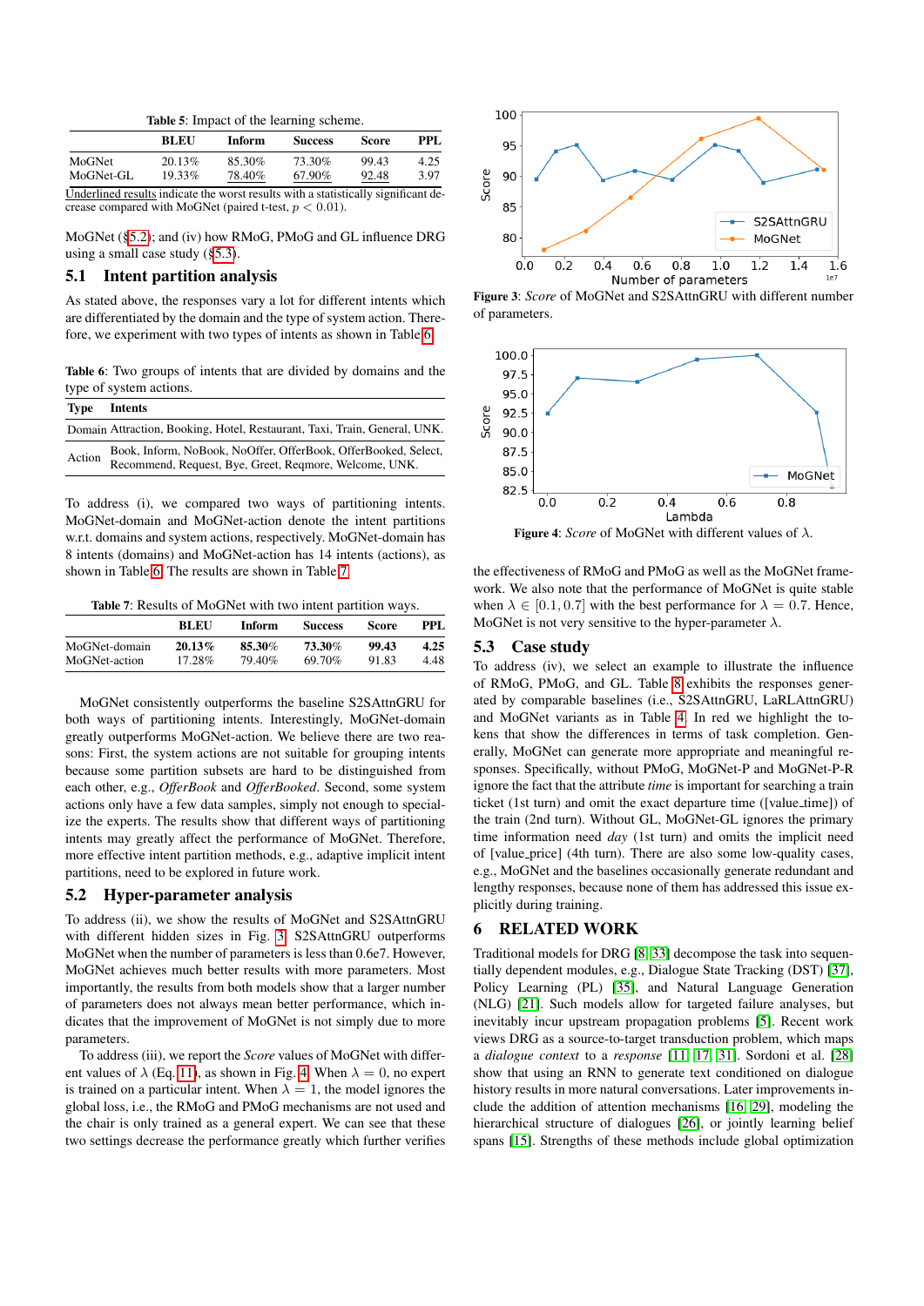**Table 5**: Impact of the learning scheme.

| | BLEU | Inform | Success | Score | PPL |
|---|---|---|---|---|---|
| MoGNet | 20.13% | 85.30% | 73.30% | 99.43 | 4.25 |
| MoGNet-GL | 19.33% | 78.40% | 67.90% | 92.48 | 3.97 |

Underlined results indicate the worst results with a statistically significant decrease compared with MoGNet (paired t-test, $p < 0.01$).

MoGNet (§5.2); and (iv) how RMoG, PMoG and GL influence DRG using a small case study (§5.3).

## 5.1 Intent partition analysis

As stated above, the responses vary a lot for different intents which are differentiated by the domain and the type of system action. Therefore, we experiment with two types of intents as shown in Table 6.

**Table 6**: Two groups of intents that are divided by domains and the type of system actions.

| Type | Intents |
|---|---|
| Domain | Attraction, Booking, Hotel, Restaurant, Taxi, Train, General, UNK. |
| Action | Book, Inform, NoBook, NoOffer, OfferBook, OfferBooked, Select, Recommend, Request, Bye, Greet, Reqmore, Welcome, UNK. |

To address (i), we compared two ways of partitioning intents. MoGNet-domain and MoGNet-action denote the intent partitions w.r.t. domains and system actions, respectively. MoGNet-domain has 8 intents (domains) and MoGNet-action has 14 intents (actions), as shown in Table 6. The results are shown in Table 7.

**Table 7**: Results of MoGNet with two intent partition ways.

| | BLEU | Inform | Success | Score | PPL |
|---|---|---|---|---|---|
| MoGNet-domain | **20.13%** | **85.30%** | **73.30%** | **99.43** | **4.25** |
| MoGNet-action | 17.28% | 79.40% | 69.70% | 91.83 | 4.48 |

MoGNet consistently outperforms the baseline S2SAttnGRU for both ways of partitioning intents. Interestingly, MoGNet-domain greatly outperforms MoGNet-action. We believe there are two reasons: First, the system actions are not suitable for grouping intents because some partition subsets are hard to be distinguished from each other, e.g., *OfferBook* and *OfferBooked*. Second, some system actions only have a few data samples, simply not enough to specialize the experts. The results show that different ways of partitioning intents may greatly affect the performance of MoGNet. Therefore, more effective intent partition methods, e.g., adaptive implicit intent partitions, need to be explored in future work.

## 5.2 Hyper-parameter analysis

To address (ii), we show the results of MoGNet and S2SAttnGRU with different hidden sizes in Fig. 3. S2SAttnGRU outperforms MoGNet when the number of parameters is less than 0.6e7. However, MoGNet achieves much better results with more parameters. Most importantly, the results from both models show that a larger number of parameters does not always mean better performance, which indicates that the improvement of MoGNet is not simply due to more parameters.

To address (iii), we report the *Score* values of MoGNet with different values of $\lambda$ (Eq. 11), as shown in Fig. 4. When $\lambda = 0$, no expert is trained on a particular intent. When $\lambda = 1$, the model ignores the global loss, i.e., the RMoG and PMoG mechanisms are not used and the chair is only trained as a general expert. We can see that these two settings decrease the performance greatly which further verifies the effectiveness of RMoG and PMoG as well as the MoGNet framework. We also note that the performance of MoGNet is quite stable when $\lambda \in [0.1, 0.7]$ with the best performance for $\lambda = 0.7$. Hence, MoGNet is not very sensitive to the hyper-parameter $\lambda$.

**Figure 3**: *Score* of MoGNet and S2SAttnGRU with different number of parameters.

**Figure 4**: *Score* of MoGNet with different values of $\lambda$.

## 5.3 Case study

To address (iv), we select an example to illustrate the influence of RMoG, PMoG, and GL. Table 8 exhibits the responses generated by comparable baselines (i.e., S2SAttnGRU, LaRLAttnGRU) and MoGNet variants as in Table 4. In red we highlight the tokens that show the differences in terms of task completion. Generally, MoGNet can generate more appropriate and meaningful responses. Specifically, without PMoG, MoGNet-P and MoGNet-P-R ignore the fact that the attribute *time* is important for searching a train ticket (1st turn) and omit the exact departure time ([value_time]) of the train (2nd turn). Without GL, MoGNet-GL ignores the primary time information need *day* (1st turn) and omits the implicit need of [value_price] (4th turn). There are also some low-quality cases, e.g., MoGNet and the baselines occasionally generate redundant and lengthy responses, because none of them has addressed this issue explicitly during training.

# 6 RELATED WORK

Traditional models for DRG [8, 33] decompose the task into sequentially dependent modules, e.g., Dialogue State Tracking (DST) [37], Policy Learning (PL) [35], and Natural Language Generation (NLG) [21]. Such models allow for targeted failure analyses, but inevitably incur upstream propagation problems [5]. Recent work views DRG as a source-to-target transduction problem, which maps a *dialogue context* to a *response* [11, 17, 31]. Sordoni et al. [28] show that using an RNN to generate text conditioned on dialogue history results in more natural conversations. Later improvements include the addition of attention mechanisms [16, 29], modeling the hierarchical structure of dialogues [26], or jointly learning belief spans [15]. Strengths of these methods include global optimization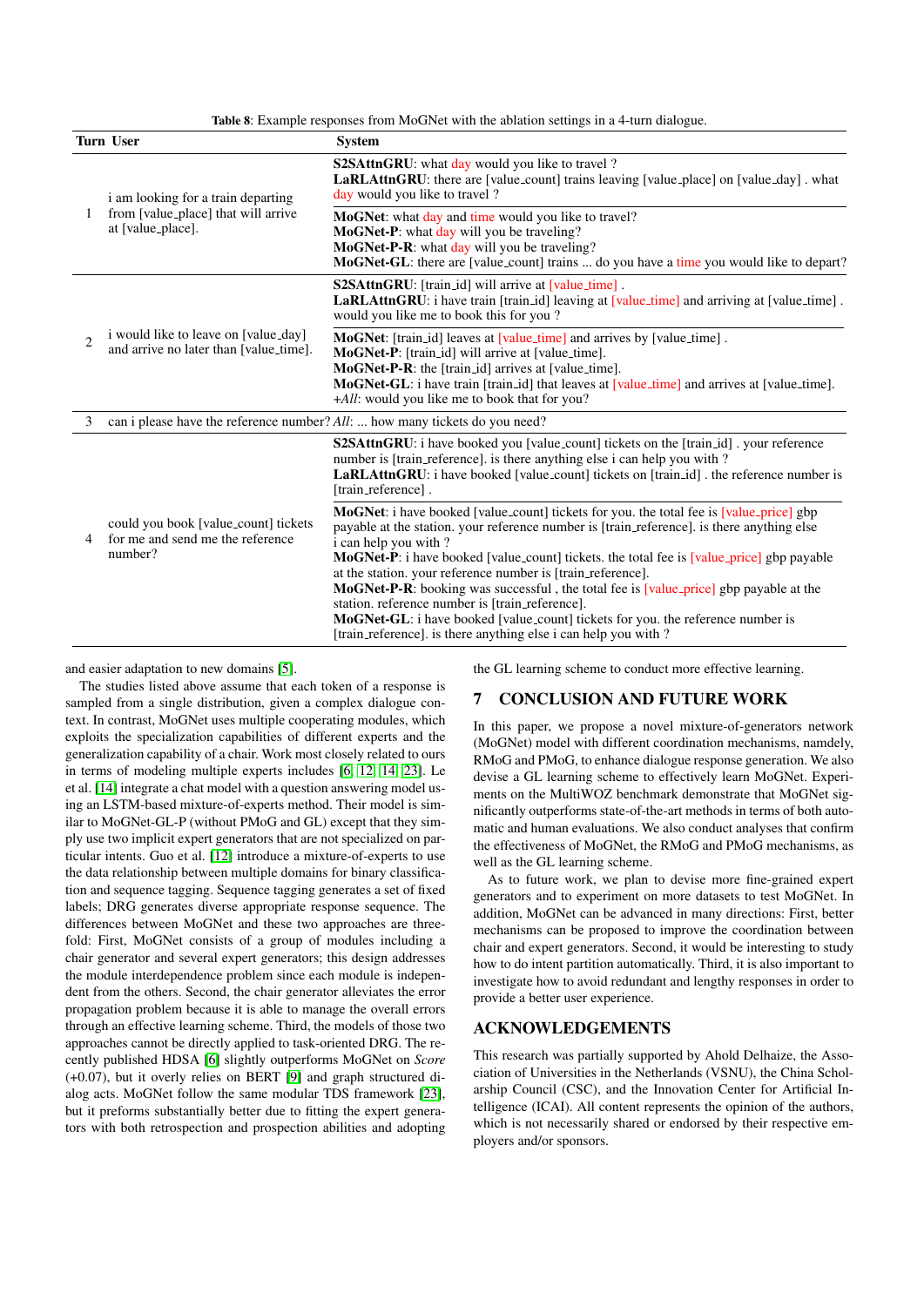Table 8: Example responses from MoGNet with the ablation settings in a 4-turn dialogue.

| Turn | User | System |
|---|---|---|
| 1 | i am looking for a train departing from [value_place] that will arrive at [value_place]. | **S2SAttnGRU**: what day would you like to travel ? **LaRLAttnGRU**: there are [value_count] trains leaving [value_place] on [value_day] . what day would you like to travel ? |
| | | **MoGNet**: what day and time would you like to travel? **MoGNet-P**: what day will you be traveling? **MoGNet-P-R**: what day will you be traveling? **MoGNet-GL**: there are [value_count] trains ... do you have a time you would like to depart? |
| 2 | i would like to leave on [value_day] and arrive no later than [value_time]. | **S2SAttnGRU**: [train_id] will arrive at [value_time] . **LaRLAttnGRU**: i have train [train_id] leaving at [value_time] and arriving at [value_time] . would you like me to book this for you ? |
| | | **MoGNet**: [train_id] leaves at [value_time] and arrives by [value_time] . **MoGNet-P**: [train_id] will arrive at [value_time]. **MoGNet-P-R**: the [train_id] arrives at [value_time]. **MoGNet-GL**: i have train [train_id] that leaves at [value_time] and arrives at [value_time]. *+All*: would you like me to book that for you? |
| 3 | can i please have the reference number? | *All*: ... how many tickets do you need? |
| 4 | could you book [value_count] tickets for me and send me the reference number? | **S2SAttnGRU**: i have booked you [value_count] tickets on the [train_id] . your reference number is [train_reference]. is there anything else i can help you with ? **LaRLAttnGRU**: i have booked [value_count] tickets on [train_id] . the reference number is [train_reference] . |
| | | **MoGNet**: i have booked [value_count] tickets for you. the total fee is [value_price] gbp payable at the station. your reference number is [train_reference]. is there anything else i can help you with ? **MoGNet-P**: i have booked [value_count] tickets. the total fee is [value_price] gbp payable at the station. your reference number is [train_reference]. **MoGNet-P-R**: booking was successful , the total fee is [value_price] gbp payable at the station. reference number is [train_reference]. **MoGNet-GL**: i have booked [value_count] tickets for you. the reference number is [train_reference]. is there anything else i can help you with ? |

and easier adaptation to new domains [5].

The studies listed above assume that each token of a response is sampled from a single distribution, given a complex dialogue context. In contrast, MoGNet uses multiple cooperating modules, which exploits the specialization capabilities of different experts and the generalization capability of a chair. Work most closely related to ours in terms of modeling multiple experts includes [6] [12] [14] [23]. Le et al. [14] integrate a chat model with a question answering model using an LSTM-based mixture-of-experts method. Their model is similar to MoGNet-GL-P (without PMoG and GL) except that they simply use two implicit expert generators that are not specialized on particular intents. Guo et al. [12] introduce a mixture-of-experts to use the data relationship between multiple domains for binary classification and sequence tagging. Sequence tagging generates a set of fixed labels; DRG generates diverse appropriate response sequence. The differences between MoGNet and these two approaches are threefold: First, MoGNet consists of a group of modules including a chair generator and several expert generators; this design addresses the module interdependence problem since each module is independent from the others. Second, the chair generator alleviates the error propagation problem because it is able to manage the overall errors through an effective learning scheme. Third, the models of those two approaches cannot be directly applied to task-oriented DRG. The recently published HDSA [6] slightly outperforms MoGNet on *Score* (+0.07), but it overly relies on BERT [9] and graph structured dialog acts. MoGNet follow the same modular TDS framework [23], but it preforms substantially better due to fitting the expert generators with both retrospection and prospection abilities and adopting the GL learning scheme to conduct more effective learning.

## 7 CONCLUSION AND FUTURE WORK

In this paper, we propose a novel mixture-of-generators network (MoGNet) model with different coordination mechanisms, namdely, RMoG and PMoG, to enhance dialogue response generation. We also devise a GL learning scheme to effectively learn MoGNet. Experiments on the MultiWOZ benchmark demonstrate that MoGNet significantly outperforms state-of-the-art methods in terms of both automatic and human evaluations. We also conduct analyses that confirm the effectiveness of MoGNet, the RMoG and PMoG mechanisms, as well as the GL learning scheme.

As to future work, we plan to devise more fine-grained expert generators and to experiment on more datasets to test MoGNet. In addition, MoGNet can be advanced in many directions: First, better mechanisms can be proposed to improve the coordination between chair and expert generators. Second, it would be interesting to study how to do intent partition automatically. Third, it is also important to investigate how to avoid redundant and lengthy responses in order to provide a better user experience.

## ACKNOWLEDGEMENTS

This research was partially supported by Ahold Delhaize, the Association of Universities in the Netherlands (VSNU), the China Scholarship Council (CSC), and the Innovation Center for Artificial Intelligence (ICAI). All content represents the opinion of the authors, which is not necessarily shared or endorsed by their respective employers and/or sponsors.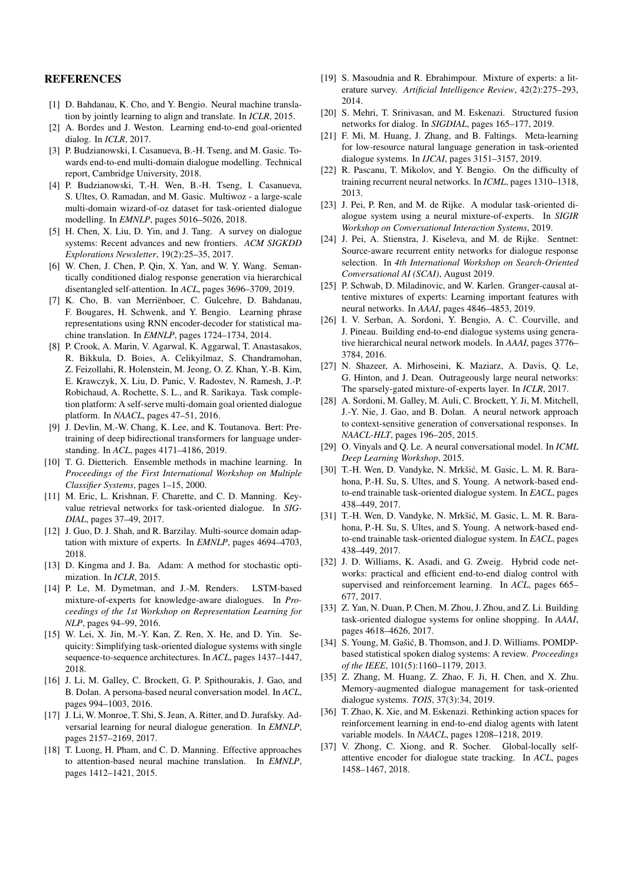## REFERENCES

[1] D. Bahdanau, K. Cho, and Y. Bengio. Neural machine translation by jointly learning to align and translate. In *ICLR*, 2015.

[2] A. Bordes and J. Weston. Learning end-to-end goal-oriented dialog. In *ICLR*, 2017.

[3] P. Budzianowski, I. Casanueva, B.-H. Tseng, and M. Gasic. Towards end-to-end multi-domain dialogue modelling. Technical report, Cambridge University, 2018.

[4] P. Budzianowski, T.-H. Wen, B.-H. Tseng, I. Casanueva, S. Ultes, O. Ramadan, and M. Gasic. Multiwoz - a large-scale multi-domain wizard-of-oz dataset for task-oriented dialogue modelling. In *EMNLP*, pages 5016–5026, 2018.

[5] H. Chen, X. Liu, D. Yin, and J. Tang. A survey on dialogue systems: Recent advances and new frontiers. *ACM SIGKDD Explorations Newsletter*, 19(2):25–35, 2017.

[6] W. Chen, J. Chen, P. Qin, X. Yan, and W. Y. Wang. Semantically conditioned dialog response generation via hierarchical disentangled self-attention. In *ACL*, pages 3696–3709, 2019.

[7] K. Cho, B. van Merriënboer, C. Gulcehre, D. Bahdanau, F. Bougares, H. Schwenk, and Y. Bengio. Learning phrase representations using RNN encoder-decoder for statistical machine translation. In *EMNLP*, pages 1724–1734, 2014.

[8] P. Crook, A. Marin, V. Agarwal, K. Aggarwal, T. Anastasakos, R. Bikkula, D. Boies, A. Celikyilmaz, S. Chandramohan, Z. Feizollahi, R. Holenstein, M. Jeong, O. Z. Khan, Y.-B. Kim, E. Krawczyk, X. Liu, D. Panic, V. Radostev, N. Ramesh, J.-P. Robichaud, A. Rochette, S. L., and R. Sarikaya. Task completion platform: A self-serve multi-domain goal oriented dialogue platform. In *NAACL*, pages 47–51, 2016.

[9] J. Devlin, M.-W. Chang, K. Lee, and K. Toutanova. Bert: Pre-training of deep bidirectional transformers for language understanding. In *ACL*, pages 4171–4186, 2019.

[10] T. G. Dietterich. Ensemble methods in machine learning. In *Proceedings of the First International Workshop on Multiple Classifier Systems*, pages 1–15, 2000.

[11] M. Eric, L. Krishnan, F. Charette, and C. D. Manning. Key-value retrieval networks for task-oriented dialogue. In *SIGDIAL*, pages 37–49, 2017.

[12] J. Guo, D. J. Shah, and R. Barzilay. Multi-source domain adaptation with mixture of experts. In *EMNLP*, pages 4694–4703, 2018.

[13] D. Kingma and J. Ba. Adam: A method for stochastic optimization. In *ICLR*, 2015.

[14] P. Le, M. Dymetman, and J.-M. Renders. LSTM-based mixture-of-experts for knowledge-aware dialogues. In *Proceedings of the 1st Workshop on Representation Learning for NLP*, pages 94–99, 2016.

[15] W. Lei, X. Jin, M.-Y. Kan, Z. Ren, X. He, and D. Yin. Sequicity: Simplifying task-oriented dialogue systems with single sequence-to-sequence architectures. In *ACL*, pages 1437–1447, 2018.

[16] J. Li, M. Galley, C. Brockett, G. P. Spithourakis, J. Gao, and B. Dolan. A persona-based neural conversation model. In *ACL*, pages 994–1003, 2016.

[17] J. Li, W. Monroe, T. Shi, S. Jean, A. Ritter, and D. Jurafsky. Adversarial learning for neural dialogue generation. In *EMNLP*, pages 2157–2169, 2017.

[18] T. Luong, H. Pham, and C. D. Manning. Effective approaches to attention-based neural machine translation. In *EMNLP*, pages 1412–1421, 2015.

[19] S. Masoudnia and R. Ebrahimpour. Mixture of experts: a literature survey. *Artificial Intelligence Review*, 42(2):275–293, 2014.

[20] S. Mehri, T. Srinivasan, and M. Eskenazi. Structured fusion networks for dialog. In *SIGDIAL*, pages 165–177, 2019.

[21] F. Mi, M. Huang, J. Zhang, and B. Faltings. Meta-learning for low-resource natural language generation in task-oriented dialogue systems. In *IJCAI*, pages 3151–3157, 2019.

[22] R. Pascanu, T. Mikolov, and Y. Bengio. On the difficulty of training recurrent neural networks. In *ICML*, pages 1310–1318, 2013.

[23] J. Pei, P. Ren, and M. de Rijke. A modular task-oriented dialogue system using a neural mixture-of-experts. In *SIGIR Workshop on Conversational Interaction Systems*, 2019.

[24] J. Pei, A. Stienstra, J. Kiseleva, and M. de Rijke. Sentnet: Source-aware recurrent entity networks for dialogue response selection. In *4th International Workshop on Search-Oriented Conversational AI (SCAI)*, August 2019.

[25] P. Schwab, D. Miladinovic, and W. Karlen. Granger-causal attentive mixtures of experts: Learning important features with neural networks. In *AAAI*, pages 4846–4853, 2019.

[26] I. V. Serban, A. Sordoni, Y. Bengio, A. C. Courville, and J. Pineau. Building end-to-end dialogue systems using generative hierarchical neural network models. In *AAAI*, pages 3776–3784, 2016.

[27] N. Shazeer, A. Mirhoseini, K. Maziarz, A. Davis, Q. Le, G. Hinton, and J. Dean. Outrageously large neural networks: The sparsely-gated mixture-of-experts layer. In *ICLR*, 2017.

[28] A. Sordoni, M. Galley, M. Auli, C. Brockett, Y. Ji, M. Mitchell, J.-Y. Nie, J. Gao, and B. Dolan. A neural network approach to context-sensitive generation of conversational responses. In *NAACL-HLT*, pages 196–205, 2015.

[29] O. Vinyals and Q. Le. A neural conversational model. In *ICML Deep Learning Workshop*, 2015.

[30] T.-H. Wen, D. Vandyke, N. Mrkšić, M. Gasic, L. M. R. Barahona, P.-H. Su, S. Ultes, and S. Young. A network-based end-to-end trainable task-oriented dialogue system. In *EACL*, pages 438–449, 2017.

[31] T.-H. Wen, D. Vandyke, N. Mrkšić, M. Gasic, L. M. R. Barahona, P.-H. Su, S. Ultes, and S. Young. A network-based end-to-end trainable task-oriented dialogue system. In *EACL*, pages 438–449, 2017.

[32] J. D. Williams, K. Asadi, and G. Zweig. Hybrid code networks: practical and efficient end-to-end dialog control with supervised and reinforcement learning. In *ACL*, pages 665–677, 2017.

[33] Z. Yan, N. Duan, P. Chen, M. Zhou, J. Zhou, and Z. Li. Building task-oriented dialogue systems for online shopping. In *AAAI*, pages 4618–4626, 2017.

[34] S. Young, M. Gašić, B. Thomson, and J. D. Williams. POMDP-based statistical spoken dialog systems: A review. *Proceedings of the IEEE*, 101(5):1160–1179, 2013.

[35] Z. Zhang, M. Huang, Z. Zhao, F. Ji, H. Chen, and X. Zhu. Memory-augmented dialogue management for task-oriented dialogue systems. *TOIS*, 37(3):34, 2019.

[36] T. Zhao, K. Xie, and M. Eskenazi. Rethinking action spaces for reinforcement learning in end-to-end dialog agents with latent variable models. In *NAACL*, pages 1208–1218, 2019.

[37] V. Zhong, C. Xiong, and R. Socher. Global-locally self-attentive encoder for dialogue state tracking. In *ACL*, pages 1458–1467, 2018.